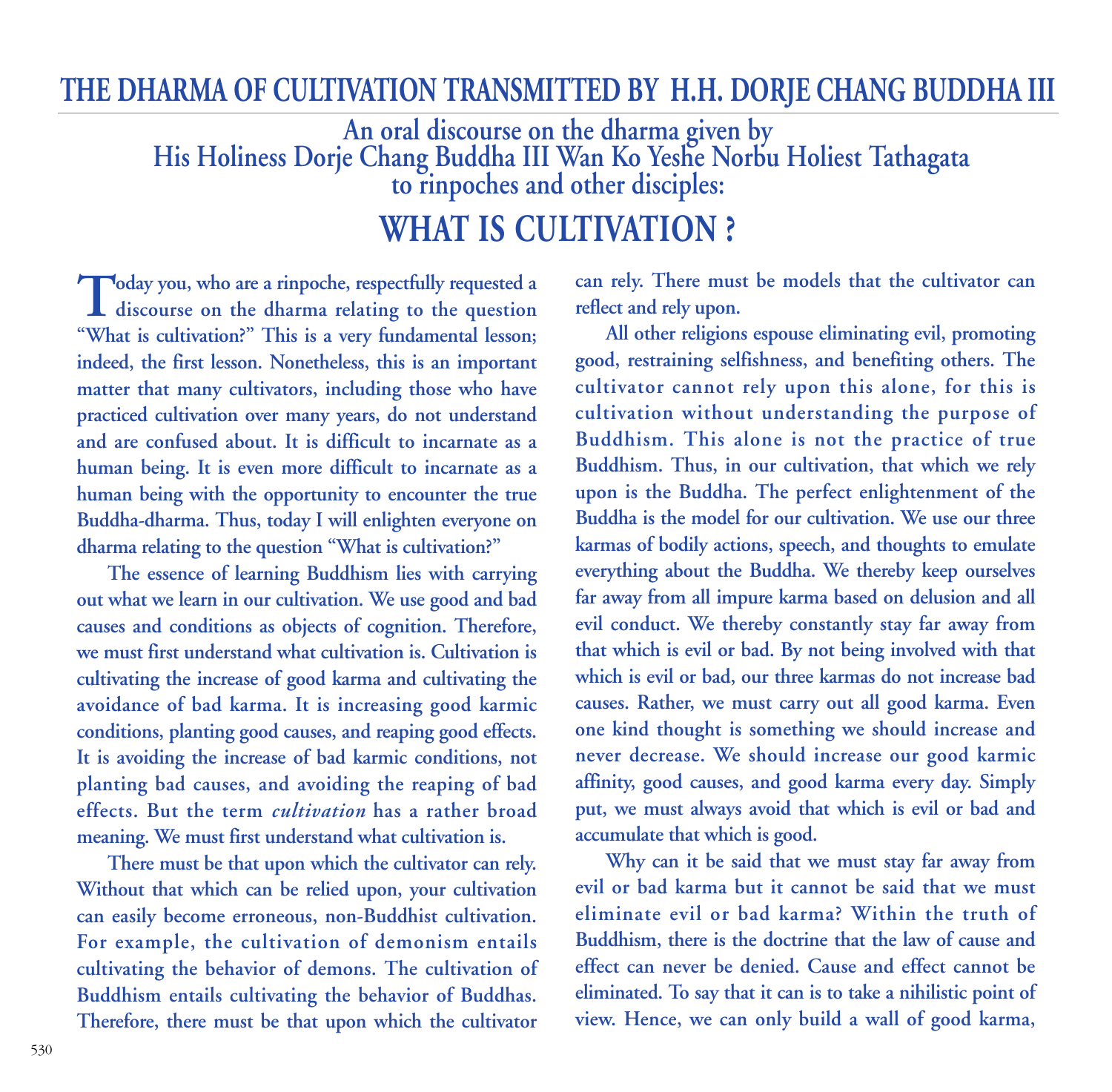# THE DHARMA OF CULTIVATION TRANSMITTED BY H.H. DORJE CHANG BUDDHA III

## An oral discourse on the dharma given by His Holiness Dorje Chang Buddha III Wan Ko Yeshe Norbu Holiest Tathagata to rinpoches and other disciples:

# WHAT IS CULTIVATION ?

Today you, who are a rinpoche, respectfully requested a discourse on the dharma relating to the question "What is cultivation?" This is a very fundamental lesson; indeed, the first lesson. Nonetheless, this is an important matter that many cultivators, including those who have practiced cultivation over many years, do not understand and are confused about. It is difficult to incarnate as a human being. It is even more difficult to incarnate as a human being with the opportunity to encounter the true Buddha-dharma. Thus, today I will enlighten everyone on dharma relating to the question "What is cultivation?"

The essence of learning Buddhism lies with carrying out what we learn in our cultivation. We use good and bad causes and conditions as objects of cognition. Therefore, we must first understand what cultivation is. Cultivation is cultivating the increase of good karma and cultivating the avoidance of bad karma. It is increasing good karmic conditions, planting good causes, and reaping good effects. It is avoiding the increase of bad karmic conditions, not planting bad causes, and avoiding the reaping of bad effects. But the term *cultivation* has a rather broad meaning. We must first understand what cultivation is.

There must be that upon which the cultivator can rely. Without that which can be relied upon, your cultivation can easily become erroneous, non-Buddhist cultivation. For example, the cultivation of demonism entails cultivating the behavior of demons. The cultivation of Buddhism entails cultivating the behavior of Buddhas. Therefore, there must be that upon which the cultivator can rely. There must be models that the cultivator can reflect and rely upon.

All other religions espouse eliminating evil, promoting good, restraining selfishness, and benefiting others. The cultivator cannot rely upon this alone, for this is cultivation without understanding the purpose of Buddhism. This alone is not the practice of true Buddhism. Thus, in our cultivation, that which we rely upon is the Buddha. The perfect enlightenment of the Buddha is the model for our cultivation. We use our three karmas of bodily actions, speech, and thoughts to emulate everything about the Buddha. We thereby keep ourselves far away from all impure karma based on delusion and all evil conduct. We thereby constantly stay far away from that which is evil or bad. By not being involved with that which is evil or bad, our three karmas do not increase bad causes. Rather, we must carry out all good karma. Even one kind thought is something we should increase and never decrease. We should increase our good karmic affinity, good causes, and good karma every day. Simply put, we must always avoid that which is evil or bad and accumulate that which is good.

Why can it be said that we must stay far away from evil or bad karma but it cannot be said that we must eliminate evil or bad karma? Within the truth of Buddhism, there is the doctrine that the law of cause and effect can never be denied. Cause and effect cannot be eliminated. To say that it can is to take a nihilistic point of view. Hence, we can only build a wall of good karma,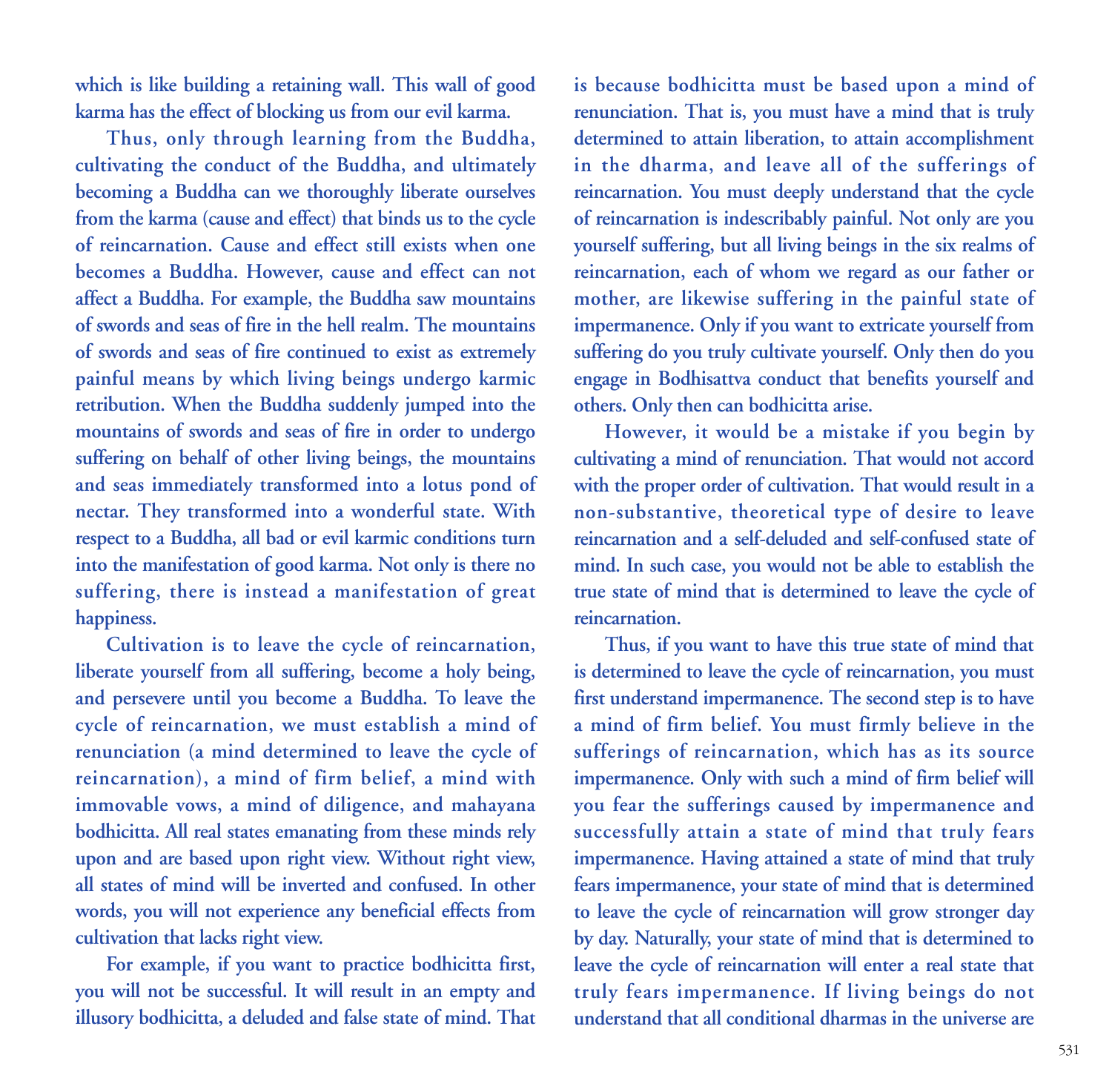which is like building a retaining wall. This wall of good karma has the effect of blocking us from our evil karma.

Thus, only through learning from the Buddha, cultivating the conduct of the Buddha, and ultimately becoming a Buddha can we thoroughly liberate ourselves from the karma (cause and effect) that binds us to the cycle of reincarnation. Cause and effect still exists when one becomes a Buddha. However, cause and effect can not affect a Buddha. For example, the Buddha saw mountains of swords and seas of fire in the hell realm. The mountains of swords and seas of fire continued to exist as extremely painful means by which living beings undergo karmic retribution. When the Buddha suddenly jumped into the mountains of swords and seas of fire in order to undergo suffering on behalf of other living beings, the mountains and seas immediately transformed into a lotus pond of nectar. They transformed into a wonderful state. With respect to a Buddha, all bad or evil karmic conditions turn into the manifestation of good karma. Not only is there no suffering, there is instead a manifestation of great happiness.

Cultivation is to leave the cycle of reincarnation, liberate yourself from all suffering, become a holy being, and persevere until you become a Buddha. To leave the cycle of reincarnation, we must establish a mind of renunciation (a mind determined to leave the cycle of reincarnation), a mind of firm belief, a mind with immovable vows, a mind of diligence, and mahayana bodhicitta. All real states emanating from these minds rely upon and are based upon right view. Without right view, all states of mind will be inverted and confused. In other words, you will not experience any beneficial effects from cultivation that lacks right view.

For example, if you want to practice bodhicitta first, you will not be successful. It will result in an empty and illusory bodhicitta, a deluded and false state of mind. That is because bodhicitta must be based upon a mind of renunciation. That is, you must have a mind that is truly determined to attain liberation, to attain accomplishment in the dharma, and leave all of the sufferings of reincarnation. You must deeply understand that the cycle of reincarnation is indescribably painful. Not only are you yourself suffering, but all living beings in the six realms of reincarnation, each of whom we regard as our father or mother, are likewise suffering in the painful state of impermanence. Only if you want to extricate yourself from suffering do you truly cultivate yourself. Only then do you engage in Bodhisattva conduct that benefits yourself and others. Only then can bodhicitta arise.

However, it would be a mistake if you begin by cultivating a mind of renunciation. That would not accord with the proper order of cultivation. That would result in a non-substantive, theoretical type of desire to leave reincarnation and a self-deluded and self-confused state of mind. In such case, you would not be able to establish the true state of mind that is determined to leave the cycle of reincarnation.

Thus, if you want to have this true state of mind that is determined to leave the cycle of reincarnation, you must first understand impermanence. The second step is to have a mind of firm belief. You must firmly believe in the sufferings of reincarnation, which has as its source impermanence. Only with such a mind of firm belief will you fear the sufferings caused by impermanence and successfully attain a state of mind that truly fears impermanence. Having attained a state of mind that truly fears impermanence, your state of mind that is determined to leave the cycle of reincarnation will grow stronger day by day. Naturally, your state of mind that is determined to leave the cycle of reincarnation will enter a real state that truly fears impermanence. If living beings do not understand that all conditional dharmas in the universe are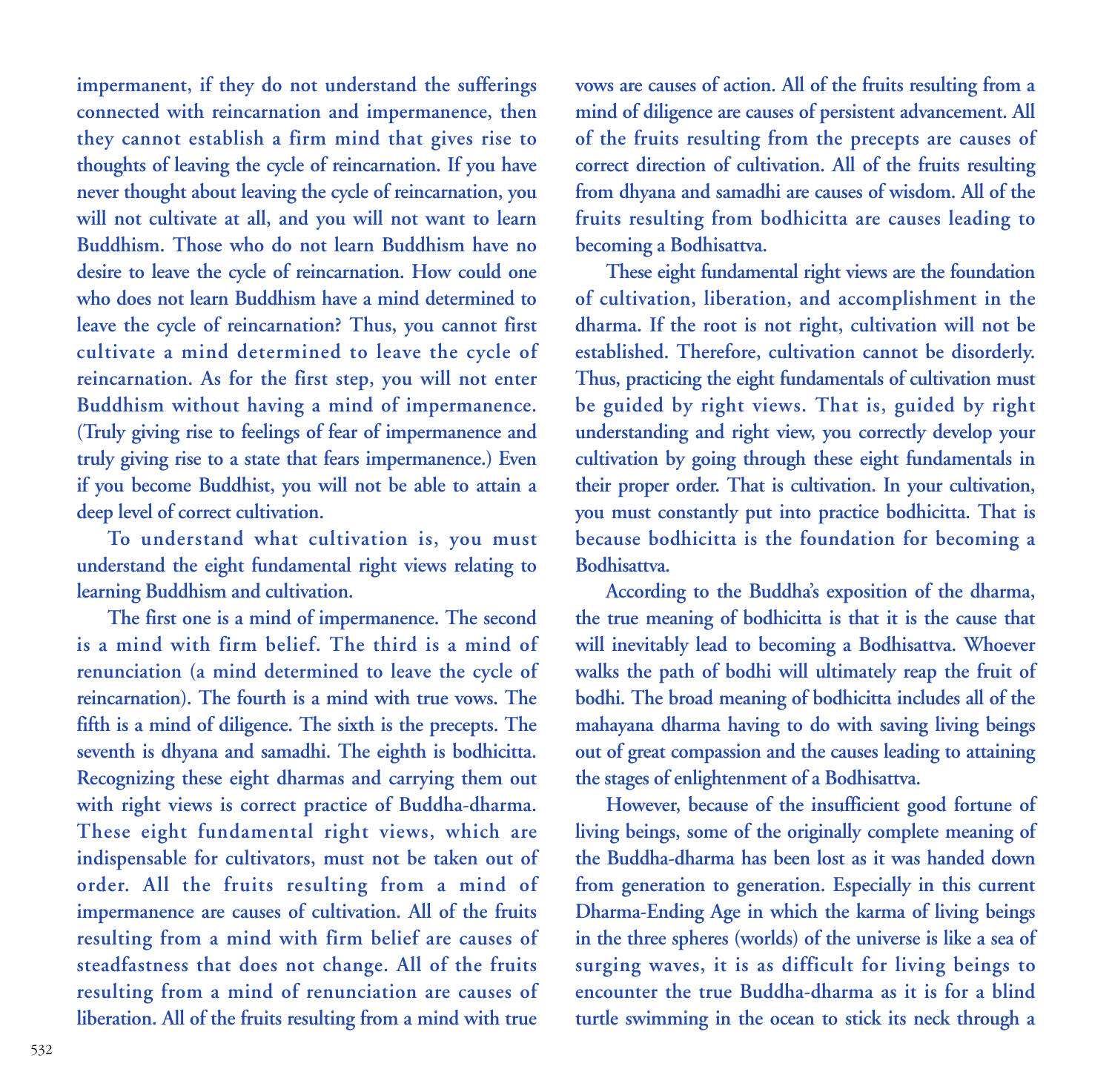impermanent, if they do not understand the sufferings connected with reincarnation and impermanence, then they cannot establish a firm mind that gives rise to thoughts of leaving the cycle of reincarnation. If you have never thought about leaving the cycle of reincarnation, you will not cultivate at all, and you will not want to learn Buddhism. Those who do not learn Buddhism have no desire to leave the cycle of reincarnation. How could one who does not learn Buddhism have a mind determined to leave the cycle of reincarnation? Thus, you cannot first cultivate a mind determined to leave the cycle of reincarnation. As for the first step, you will not enter Buddhism without having a mind of impermanence. (Truly giving rise to feelings of fear of impermanence and truly giving rise to a state that fears impermanence.) Even if you become Buddhist, you will not be able to attain a deep level of correct cultivation.

To understand what cultivation is, you must understand the eight fundamental right views relating to learning Buddhism and cultivation.

The first one is a mind of impermanence. The second is a mind with firm belief. The third is a mind of renunciation (a mind determined to leave the cycle of reincarnation). The fourth is a mind with true vows. The fifth is a mind of diligence. The sixth is the precepts. The seventh is dhyana and samadhi. The eighth is bodhicitta. Recognizing these eight dharmas and carrying them out with right views is correct practice of Buddha-dharma. These eight fundamental right views, which are indispensable for cultivators, must not be taken out of order. All the fruits resulting from a mind of impermanence are causes of cultivation. All of the fruits resulting from a mind with firm belief are causes of steadfastness that does not change. All of the fruits resulting from a mind of renunciation are causes of liberation. All of the fruits resulting from a mind with true vows are causes of action. All of the fruits resulting from a mind of diligence are causes of persistent advancement. All of the fruits resulting from the precepts are causes of correct direction of cultivation. All of the fruits resulting from dhyana and samadhi are causes of wisdom. All of the fruits resulting from bodhicitta are causes leading to becoming a Bodhisattva.

These eight fundamental right views are the foundation of cultivation, liberation, and accomplishment in the dharma. If the root is not right, cultivation will not be established. Therefore, cultivation cannot be disorderly. Thus, practicing the eight fundamentals of cultivation must be guided by right views. That is, guided by right understanding and right view, you correctly develop your cultivation by going through these eight fundamentals in their proper order. That is cultivation. In your cultivation, you must constantly put into practice bodhicitta. That is because bodhicitta is the foundation for becoming a Bodhisattva.

According to the Buddha's exposition of the dharma, the true meaning of bodhicitta is that it is the cause that will inevitably lead to becoming a Bodhisattva. Whoever walks the path of bodhi will ultimately reap the fruit of bodhi. The broad meaning of bodhicitta includes all of the mahayana dharma having to do with saving living beings out of great compassion and the causes leading to attaining the stages of enlightenment of a Bodhisattva.

However, because of the insufficient good fortune of living beings, some of the originally complete meaning of the Buddha-dharma has been lost as it was handed down from generation to generation. Especially in this current Dharma-Ending Age in which the karma of living beings in the three spheres (worlds) of the universe is like a sea of surging waves, it is as difficult for living beings to encounter the true Buddha-dharma as it is for a blind turtle swimming in the ocean to stick its neck through a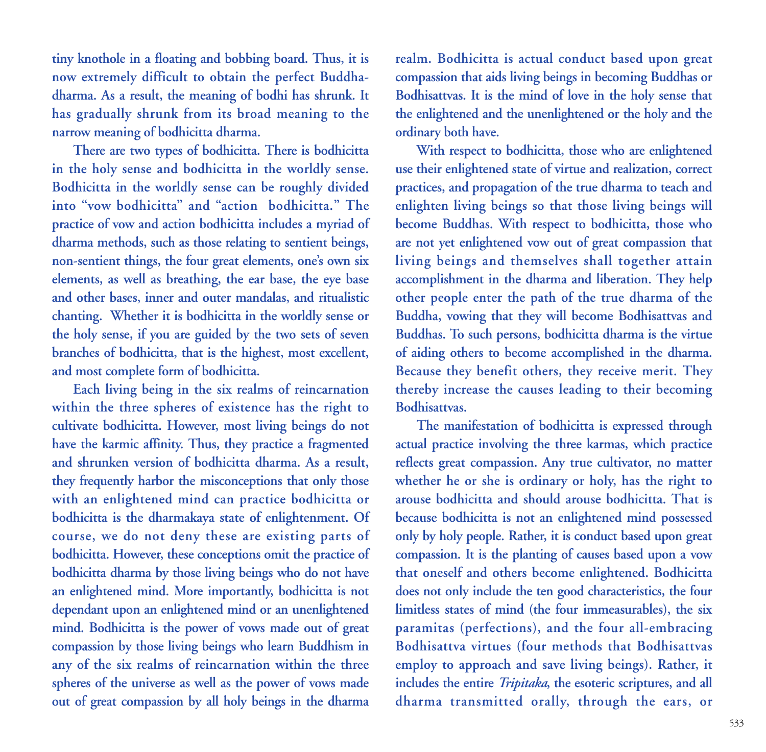tiny knothole in a floating and bobbing board. Thus, it is now extremely difficult to obtain the perfect Buddha-dharma. As a result, the meaning of bodhi has shrunk. It has gradually shrunk from its broad meaning to the narrow meaning of bodhicitta dharma.

There are two types of bodhicitta. There is bodhicitta in the holy sense and bodhicitta in the worldly sense. Bodhicitta in the worldly sense can be roughly divided into "vow bodhicitta" and "action bodhicitta." The practice of vow and action bodhicitta includes a myriad of dharma methods, such as those relating to sentient beings, non-sentient things, the four great elements, one's own six elements, as well as breathing, the ear base, the eye base and other bases, inner and outer mandalas, and ritualistic chanting. Whether it is bodhicitta in the worldly sense or the holy sense, if you are guided by the two sets of seven branches of bodhicitta, that is the highest, most excellent, and most complete form of bodhicitta.

Each living being in the six realms of reincarnation within the three spheres of existence has the right to cultivate bodhicitta. However, most living beings do not have the karmic affinity. Thus, they practice a fragmented and shrunken version of bodhicitta dharma. As a result, they frequently harbor the misconceptions that only those with an enlightened mind can practice bodhicitta or bodhicitta is the dharmakaya state of enlightenment. Of course, we do not deny these are existing parts of bodhicitta. However, these conceptions omit the practice of bodhicitta dharma by those living beings who do not have an enlightened mind. More importantly, bodhicitta is not dependant upon an enlightened mind or an unenlightened mind. Bodhicitta is the power of vows made out of great compassion by those living beings who learn Buddhism in any of the six realms of reincarnation within the three spheres of the universe as well as the power of vows made out of great compassion by all holy beings in the dharma realm. Bodhicitta is actual conduct based upon great compassion that aids living beings in becoming Buddhas or Bodhisattvas. It is the mind of love in the holy sense that the enlightened and the unenlightened or the holy and the ordinary both have.

With respect to bodhicitta, those who are enlightened use their enlightened state of virtue and realization, correct practices, and propagation of the true dharma to teach and enlighten living beings so that those living beings will become Buddhas. With respect to bodhicitta, those who are not yet enlightened vow out of great compassion that living beings and themselves shall together attain accomplishment in the dharma and liberation. They help other people enter the path of the true dharma of the Buddha, vowing that they will become Bodhisattvas and Buddhas. To such persons, bodhicitta dharma is the virtue of aiding others to become accomplished in the dharma. Because they benefit others, they receive merit. They thereby increase the causes leading to their becoming Bodhisattvas.

The manifestation of bodhicitta is expressed through actual practice involving the three karmas, which practice reflects great compassion. Any true cultivator, no matter whether he or she is ordinary or holy, has the right to arouse bodhicitta and should arouse bodhicitta. That is because bodhicitta is not an enlightened mind possessed only by holy people. Rather, it is conduct based upon great compassion. It is the planting of causes based upon a vow that oneself and others become enlightened. Bodhicitta does not only include the ten good characteristics, the four limitless states of mind (the four immeasurables), the six paramitas (perfections), and the four all-embracing Bodhisattva virtues (four methods that Bodhisattvas employ to approach and save living beings). Rather, it includes the entire *Tripitaka*, the esoteric scriptures, and all dharma transmitted orally, through the ears, or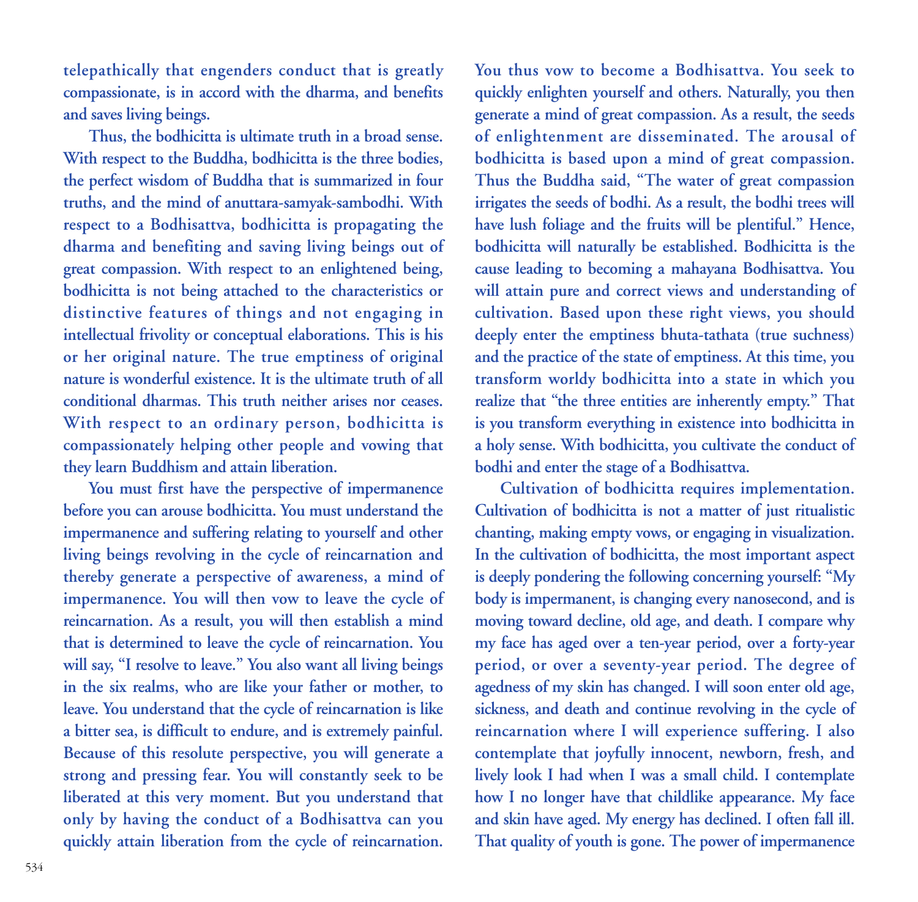telepathically that engenders conduct that is greatly compassionate, is in accord with the dharma, and benefits and saves living beings.

Thus, the bodhicitta is ultimate truth in a broad sense. With respect to the Buddha, bodhicitta is the three bodies, the perfect wisdom of Buddha that is summarized in four truths, and the mind of anuttara-samyak-sambodhi. With respect to a Bodhisattva, bodhicitta is propagating the dharma and benefiting and saving living beings out of great compassion. With respect to an enlightened being, bodhicitta is not being attached to the characteristics or distinctive features of things and not engaging in intellectual frivolity or conceptual elaborations. This is his or her original nature. The true emptiness of original nature is wonderful existence. It is the ultimate truth of all conditional dharmas. This truth neither arises nor ceases. With respect to an ordinary person, bodhicitta is compassionately helping other people and vowing that they learn Buddhism and attain liberation.

You must first have the perspective of impermanence before you can arouse bodhicitta. You must understand the impermanence and suffering relating to yourself and other living beings revolving in the cycle of reincarnation and thereby generate a perspective of awareness, a mind of impermanence. You will then vow to leave the cycle of reincarnation. As a result, you will then establish a mind that is determined to leave the cycle of reincarnation. You will say, "I resolve to leave." You also want all living beings in the six realms, who are like your father or mother, to leave. You understand that the cycle of reincarnation is like a bitter sea, is difficult to endure, and is extremely painful. Because of this resolute perspective, you will generate a strong and pressing fear. You will constantly seek to be liberated at this very moment. But you understand that only by having the conduct of a Bodhisattva can you quickly attain liberation from the cycle of reincarnation. You thus vow to become a Bodhisattva. You seek to quickly enlighten yourself and others. Naturally, you then generate a mind of great compassion. As a result, the seeds of enlightenment are disseminated. The arousal of bodhicitta is based upon a mind of great compassion. Thus the Buddha said, "The water of great compassion irrigates the seeds of bodhi. As a result, the bodhi trees will have lush foliage and the fruits will be plentiful." Hence, bodhicitta will naturally be established. Bodhicitta is the cause leading to becoming a mahayana Bodhisattva. You will attain pure and correct views and understanding of cultivation. Based upon these right views, you should deeply enter the emptiness bhuta-tathata (true suchness) and the practice of the state of emptiness. At this time, you transform worldy bodhicitta into a state in which you realize that "the three entities are inherently empty." That is you transform everything in existence into bodhicitta in a holy sense. With bodhicitta, you cultivate the conduct of bodhi and enter the stage of a Bodhisattva.

Cultivation of bodhicitta requires implementation. Cultivation of bodhicitta is not a matter of just ritualistic chanting, making empty vows, or engaging in visualization. In the cultivation of bodhicitta, the most important aspect is deeply pondering the following concerning yourself: "My body is impermanent, is changing every nanosecond, and is moving toward decline, old age, and death. I compare why my face has aged over a ten-year period, over a forty-year period, or over a seventy-year period. The degree of agedness of my skin has changed. I will soon enter old age, sickness, and death and continue revolving in the cycle of reincarnation where I will experience suffering. I also contemplate that joyfully innocent, newborn, fresh, and lively look I had when I was a small child. I contemplate how I no longer have that childlike appearance. My face and skin have aged. My energy has declined. I often fall ill. That quality of youth is gone. The power of impermanence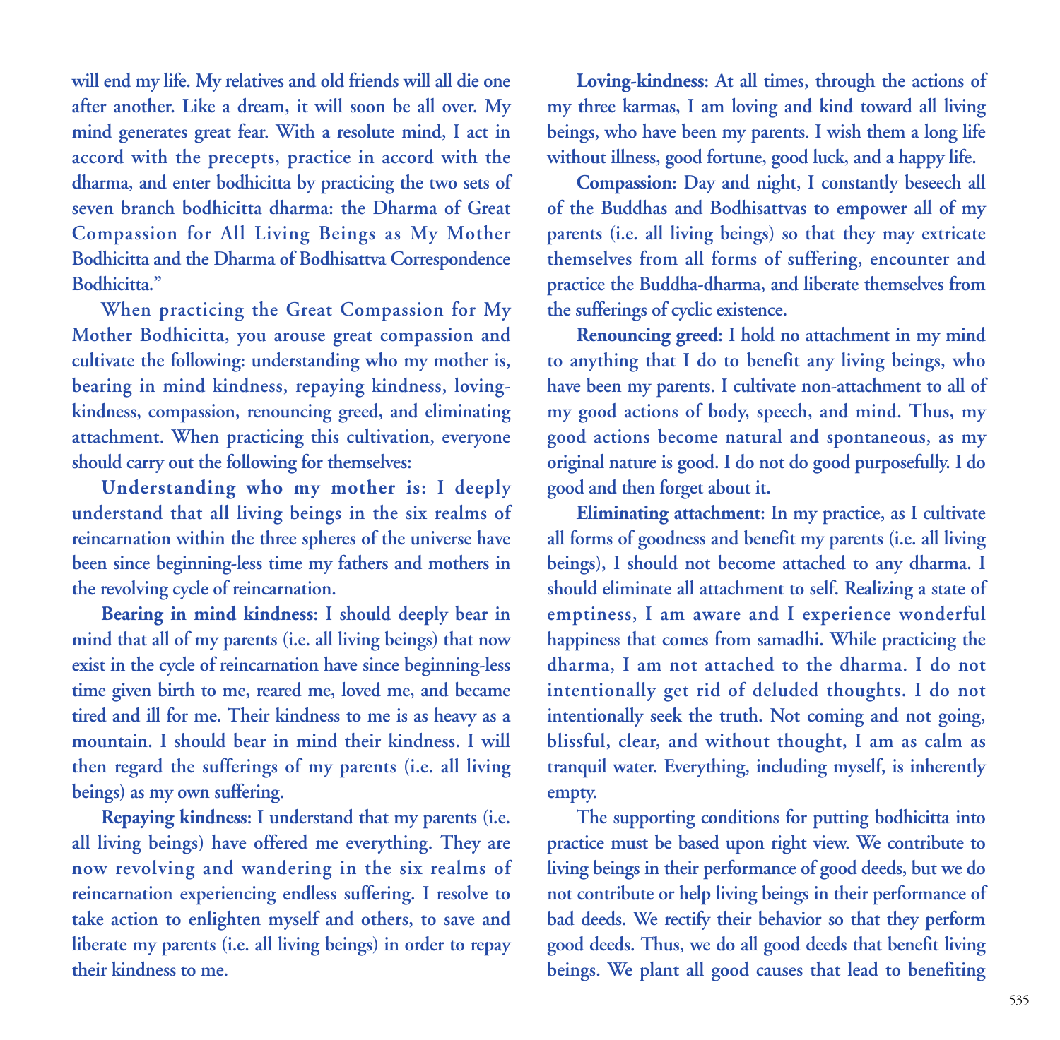will end my life. My relatives and old friends will all die one after another. Like a dream, it will soon be all over. My mind generates great fear. With a resolute mind, I act in accord with the precepts, practice in accord with the dharma, and enter bodhicitta by practicing the two sets of seven branch bodhicitta dharma: the Dharma of Great Compassion for All Living Beings as My Mother Bodhicitta and the Dharma of Bodhisattva Correspondence Bodhicitta."

When practicing the Great Compassion for My Mother Bodhicitta, you arouse great compassion and cultivate the following: understanding who my mother is, bearing in mind kindness, repaying kindness, loving-kindness, compassion, renouncing greed, and eliminating attachment. When practicing this cultivation, everyone should carry out the following for themselves:

**Understanding who my mother is**: I deeply understand that all living beings in the six realms of reincarnation within the three spheres of the universe have been since beginning-less time my fathers and mothers in the revolving cycle of reincarnation.

**Bearing in mind kindness**: I should deeply bear in mind that all of my parents (i.e. all living beings) that now exist in the cycle of reincarnation have since beginning-less time given birth to me, reared me, loved me, and became tired and ill for me. Their kindness to me is as heavy as a mountain. I should bear in mind their kindness. I will then regard the sufferings of my parents (i.e. all living beings) as my own suffering.

**Repaying kindness**: I understand that my parents (i.e. all living beings) have offered me everything. They are now revolving and wandering in the six realms of reincarnation experiencing endless suffering. I resolve to take action to enlighten myself and others, to save and liberate my parents (i.e. all living beings) in order to repay their kindness to me.

**Loving-kindness**: At all times, through the actions of my three karmas, I am loving and kind toward all living beings, who have been my parents. I wish them a long life without illness, good fortune, good luck, and a happy life.

**Compassion**: Day and night, I constantly beseech all of the Buddhas and Bodhisattvas to empower all of my parents (i.e. all living beings) so that they may extricate themselves from all forms of suffering, encounter and practice the Buddha-dharma, and liberate themselves from the sufferings of cyclic existence.

**Renouncing greed**: I hold no attachment in my mind to anything that I do to benefit any living beings, who have been my parents. I cultivate non-attachment to all of my good actions of body, speech, and mind. Thus, my good actions become natural and spontaneous, as my original nature is good. I do not do good purposefully. I do good and then forget about it.

**Eliminating attachment**: In my practice, as I cultivate all forms of goodness and benefit my parents (i.e. all living beings), I should not become attached to any dharma. I should eliminate all attachment to self. Realizing a state of emptiness, I am aware and I experience wonderful happiness that comes from samadhi. While practicing the dharma, I am not attached to the dharma. I do not intentionally get rid of deluded thoughts. I do not intentionally seek the truth. Not coming and not going, blissful, clear, and without thought, I am as calm as tranquil water. Everything, including myself, is inherently empty.

The supporting conditions for putting bodhicitta into practice must be based upon right view. We contribute to living beings in their performance of good deeds, but we do not contribute or help living beings in their performance of bad deeds. We rectify their behavior so that they perform good deeds. Thus, we do all good deeds that benefit living beings. We plant all good causes that lead to benefiting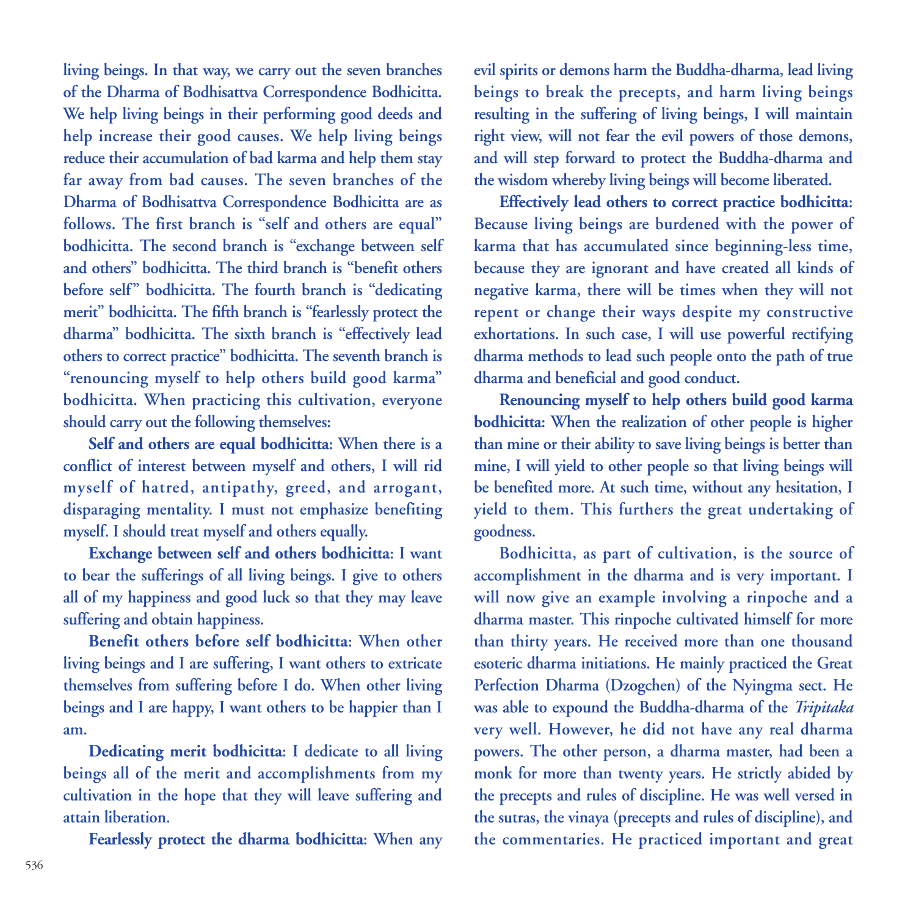living beings. In that way, we carry out the seven branches of the Dharma of Bodhisattva Correspondence Bodhicitta. We help living beings in their performing good deeds and help increase their good causes. We help living beings reduce their accumulation of bad karma and help them stay far away from bad causes. The seven branches of the Dharma of Bodhisattva Correspondence Bodhicitta are as follows. The first branch is "self and others are equal" bodhicitta. The second branch is "exchange between self and others" bodhicitta. The third branch is "benefit others before self" bodhicitta. The fourth branch is "dedicating merit" bodhicitta. The fifth branch is "fearlessly protect the dharma" bodhicitta. The sixth branch is "effectively lead others to correct practice" bodhicitta. The seventh branch is "renouncing myself to help others build good karma" bodhicitta. When practicing this cultivation, everyone should carry out the following themselves:

**Self and others are equal bodhicitta**: When there is a conflict of interest between myself and others, I will rid myself of hatred, antipathy, greed, and arrogant, disparaging mentality. I must not emphasize benefiting myself. I should treat myself and others equally.

**Exchange between self and others bodhicitta**: I want to bear the sufferings of all living beings. I give to others all of my happiness and good luck so that they may leave suffering and obtain happiness.

**Benefit others before self bodhicitta**: When other living beings and I are suffering, I want others to extricate themselves from suffering before I do. When other living beings and I are happy, I want others to be happier than I am.

**Dedicating merit bodhicitta**: I dedicate to all living beings all of the merit and accomplishments from my cultivation in the hope that they will leave suffering and attain liberation.

**Fearlessly protect the dharma bodhicitta**: When any evil spirits or demons harm the Buddha-dharma, lead living beings to break the precepts, and harm living beings resulting in the suffering of living beings, I will maintain right view, will not fear the evil powers of those demons, and will step forward to protect the Buddha-dharma and the wisdom whereby living beings will become liberated.

**Effectively lead others to correct practice bodhicitta**: Because living beings are burdened with the power of karma that has accumulated since beginning-less time, because they are ignorant and have created all kinds of negative karma, there will be times when they will not repent or change their ways despite my constructive exhortations. In such case, I will use powerful rectifying dharma methods to lead such people onto the path of true dharma and beneficial and good conduct.

**Renouncing myself to help others build good karma bodhicitta**: When the realization of other people is higher than mine or their ability to save living beings is better than mine, I will yield to other people so that living beings will be benefited more. At such time, without any hesitation, I yield to them. This furthers the great undertaking of goodness.

Bodhicitta, as part of cultivation, is the source of accomplishment in the dharma and is very important. I will now give an example involving a rinpoche and a dharma master. This rinpoche cultivated himself for more than thirty years. He received more than one thousand esoteric dharma initiations. He mainly practiced the Great Perfection Dharma (Dzogchen) of the Nyingma sect. He was able to expound the Buddha-dharma of the *Tripitaka* very well. However, he did not have any real dharma powers. The other person, a dharma master, had been a monk for more than twenty years. He strictly abided by the precepts and rules of discipline. He was well versed in the sutras, the vinaya (precepts and rules of discipline), and the commentaries. He practiced important and great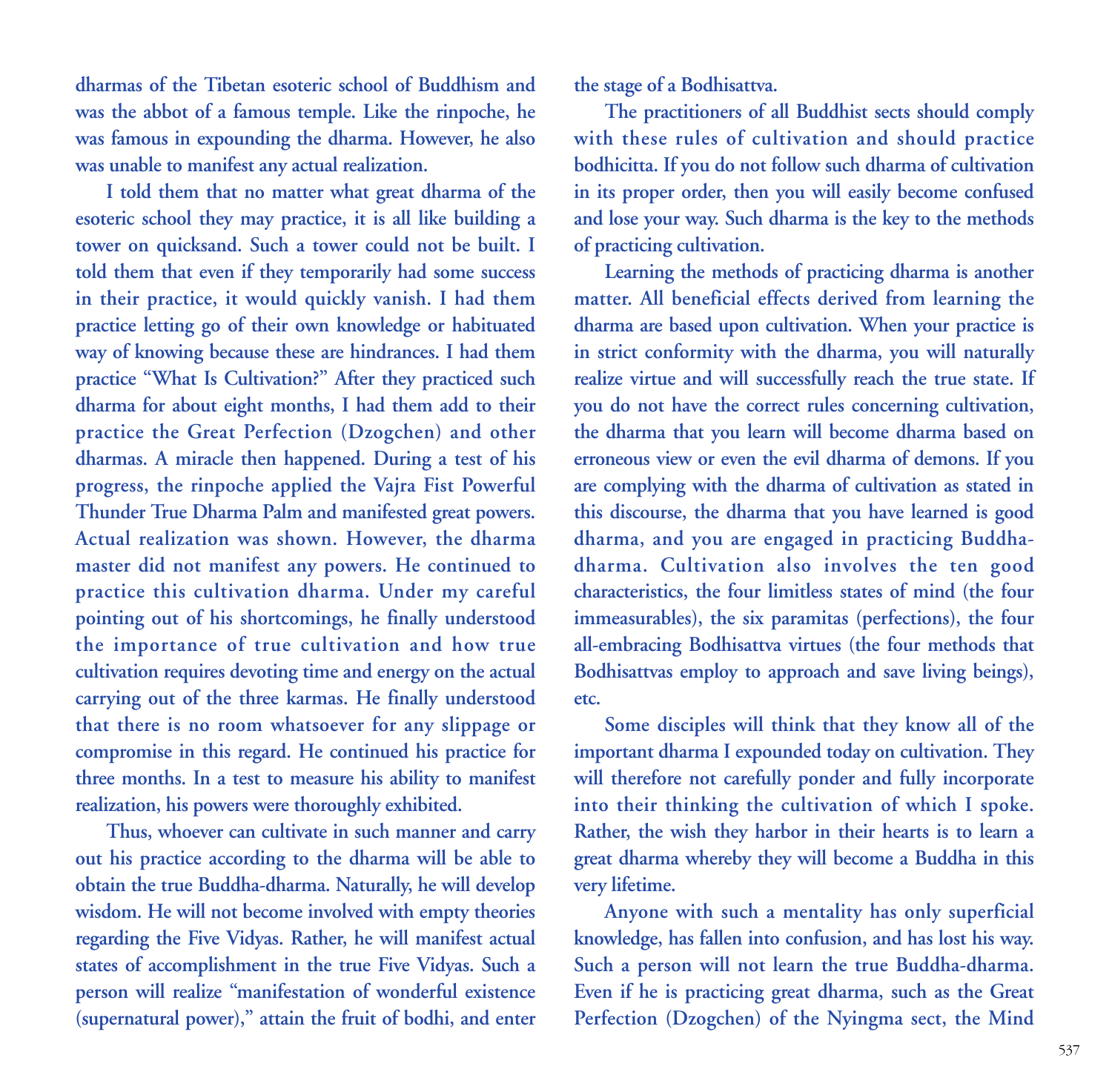dharmas of the Tibetan esoteric school of Buddhism and was the abbot of a famous temple. Like the rinpoche, he was famous in expounding the dharma. However, he also was unable to manifest any actual realization.

I told them that no matter what great dharma of the esoteric school they may practice, it is all like building a tower on quicksand. Such a tower could not be built. I told them that even if they temporarily had some success in their practice, it would quickly vanish. I had them practice letting go of their own knowledge or habituated way of knowing because these are hindrances. I had them practice "What Is Cultivation?" After they practiced such dharma for about eight months, I had them add to their practice the Great Perfection (Dzogchen) and other dharmas. A miracle then happened. During a test of his progress, the rinpoche applied the Vajra Fist Powerful Thunder True Dharma Palm and manifested great powers. Actual realization was shown. However, the dharma master did not manifest any powers. He continued to practice this cultivation dharma. Under my careful pointing out of his shortcomings, he finally understood the importance of true cultivation and how true cultivation requires devoting time and energy on the actual carrying out of the three karmas. He finally understood that there is no room whatsoever for any slippage or compromise in this regard. He continued his practice for three months. In a test to measure his ability to manifest realization, his powers were thoroughly exhibited.

Thus, whoever can cultivate in such manner and carry out his practice according to the dharma will be able to obtain the true Buddha-dharma. Naturally, he will develop wisdom. He will not become involved with empty theories regarding the Five Vidyas. Rather, he will manifest actual states of accomplishment in the true Five Vidyas. Such a person will realize "manifestation of wonderful existence (supernatural power)," attain the fruit of bodhi, and enter the stage of a Bodhisattva.

The practitioners of all Buddhist sects should comply with these rules of cultivation and should practice bodhicitta. If you do not follow such dharma of cultivation in its proper order, then you will easily become confused and lose your way. Such dharma is the key to the methods of practicing cultivation.

Learning the methods of practicing dharma is another matter. All beneficial effects derived from learning the dharma are based upon cultivation. When your practice is in strict conformity with the dharma, you will naturally realize virtue and will successfully reach the true state. If you do not have the correct rules concerning cultivation, the dharma that you learn will become dharma based on erroneous view or even the evil dharma of demons. If you are complying with the dharma of cultivation as stated in this discourse, the dharma that you have learned is good dharma, and you are engaged in practicing Buddha-dharma. Cultivation also involves the ten good characteristics, the four limitless states of mind (the four immeasurables), the six paramitas (perfections), the four all-embracing Bodhisattva virtues (the four methods that Bodhisattvas employ to approach and save living beings), etc.

Some disciples will think that they know all of the important dharma I expounded today on cultivation. They will therefore not carefully ponder and fully incorporate into their thinking the cultivation of which I spoke. Rather, the wish they harbor in their hearts is to learn a great dharma whereby they will become a Buddha in this very lifetime.

Anyone with such a mentality has only superficial knowledge, has fallen into confusion, and has lost his way. Such a person will not learn the true Buddha-dharma. Even if he is practicing great dharma, such as the Great Perfection (Dzogchen) of the Nyingma sect, the Mind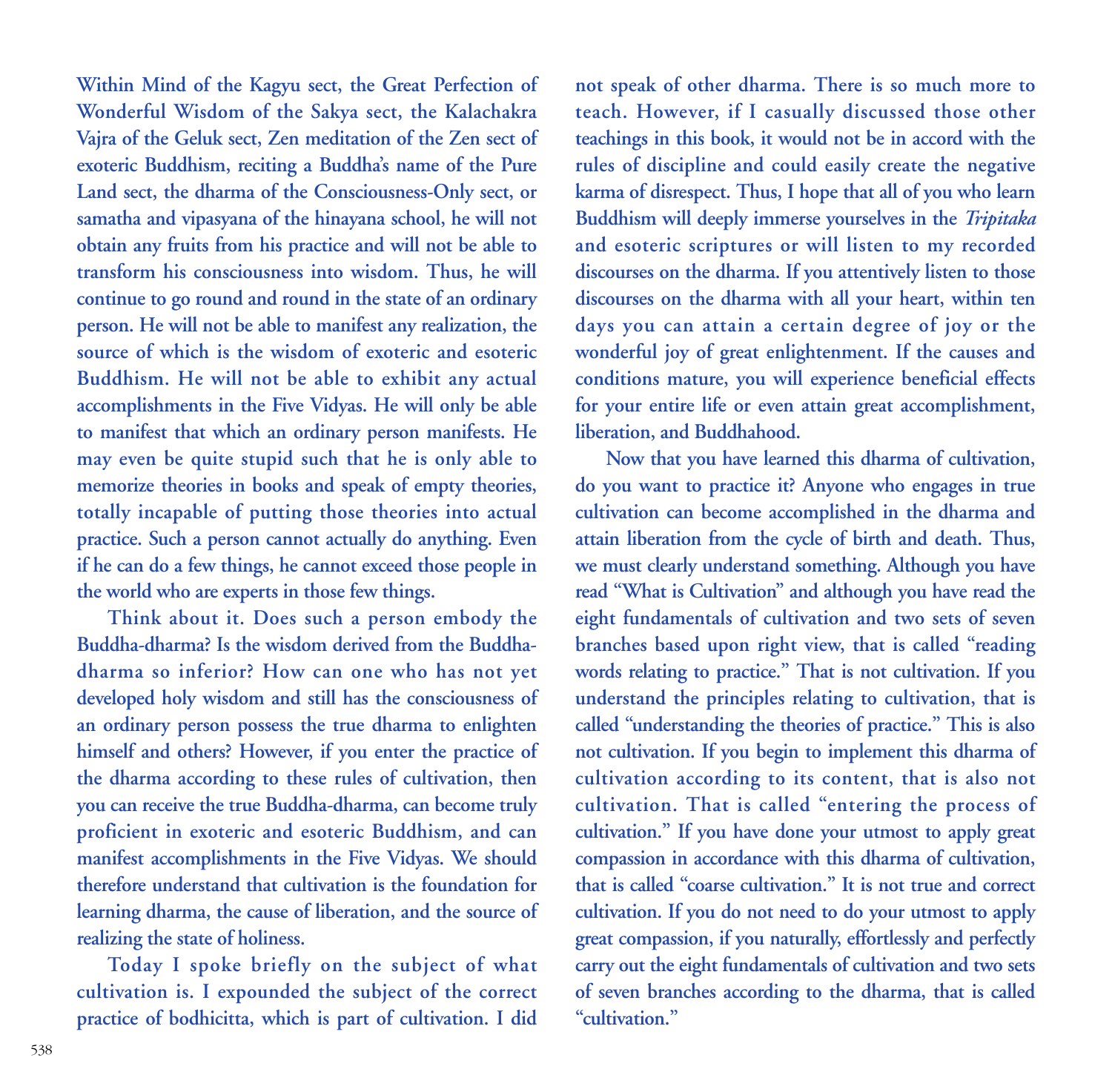Within Mind of the Kagyu sect, the Great Perfection of Wonderful Wisdom of the Sakya sect, the Kalachakra Vajra of the Geluk sect, Zen meditation of the Zen sect of exoteric Buddhism, reciting a Buddha's name of the Pure Land sect, the dharma of the Consciousness-Only sect, or samatha and vipasyana of the hinayana school, he will not obtain any fruits from his practice and will not be able to transform his consciousness into wisdom. Thus, he will continue to go round and round in the state of an ordinary person. He will not be able to manifest any realization, the source of which is the wisdom of exoteric and esoteric Buddhism. He will not be able to exhibit any actual accomplishments in the Five Vidyas. He will only be able to manifest that which an ordinary person manifests. He may even be quite stupid such that he is only able to memorize theories in books and speak of empty theories, totally incapable of putting those theories into actual practice. Such a person cannot actually do anything. Even if he can do a few things, he cannot exceed those people in the world who are experts in those few things.

Think about it. Does such a person embody the Buddha-dharma? Is the wisdom derived from the Buddha-dharma so inferior? How can one who has not yet developed holy wisdom and still has the consciousness of an ordinary person possess the true dharma to enlighten himself and others? However, if you enter the practice of the dharma according to these rules of cultivation, then you can receive the true Buddha-dharma, can become truly proficient in exoteric and esoteric Buddhism, and can manifest accomplishments in the Five Vidyas. We should therefore understand that cultivation is the foundation for learning dharma, the cause of liberation, and the source of realizing the state of holiness.

Today I spoke briefly on the subject of what cultivation is. I expounded the subject of the correct practice of bodhicitta, which is part of cultivation. I did not speak of other dharma. There is so much more to teach. However, if I casually discussed those other teachings in this book, it would not be in accord with the rules of discipline and could easily create the negative karma of disrespect. Thus, I hope that all of you who learn Buddhism will deeply immerse yourselves in the *Tripitaka* and esoteric scriptures or will listen to my recorded discourses on the dharma. If you attentively listen to those discourses on the dharma with all your heart, within ten days you can attain a certain degree of joy or the wonderful joy of great enlightenment. If the causes and conditions mature, you will experience beneficial effects for your entire life or even attain great accomplishment, liberation, and Buddhahood.

Now that you have learned this dharma of cultivation, do you want to practice it? Anyone who engages in true cultivation can become accomplished in the dharma and attain liberation from the cycle of birth and death. Thus, we must clearly understand something. Although you have read "What is Cultivation" and although you have read the eight fundamentals of cultivation and two sets of seven branches based upon right view, that is called "reading words relating to practice." That is not cultivation. If you understand the principles relating to cultivation, that is called "understanding the theories of practice." This is also not cultivation. If you begin to implement this dharma of cultivation according to its content, that is also not cultivation. That is called "entering the process of cultivation." If you have done your utmost to apply great compassion in accordance with this dharma of cultivation, that is called "coarse cultivation." It is not true and correct cultivation. If you do not need to do your utmost to apply great compassion, if you naturally, effortlessly and perfectly carry out the eight fundamentals of cultivation and two sets of seven branches according to the dharma, that is called "cultivation."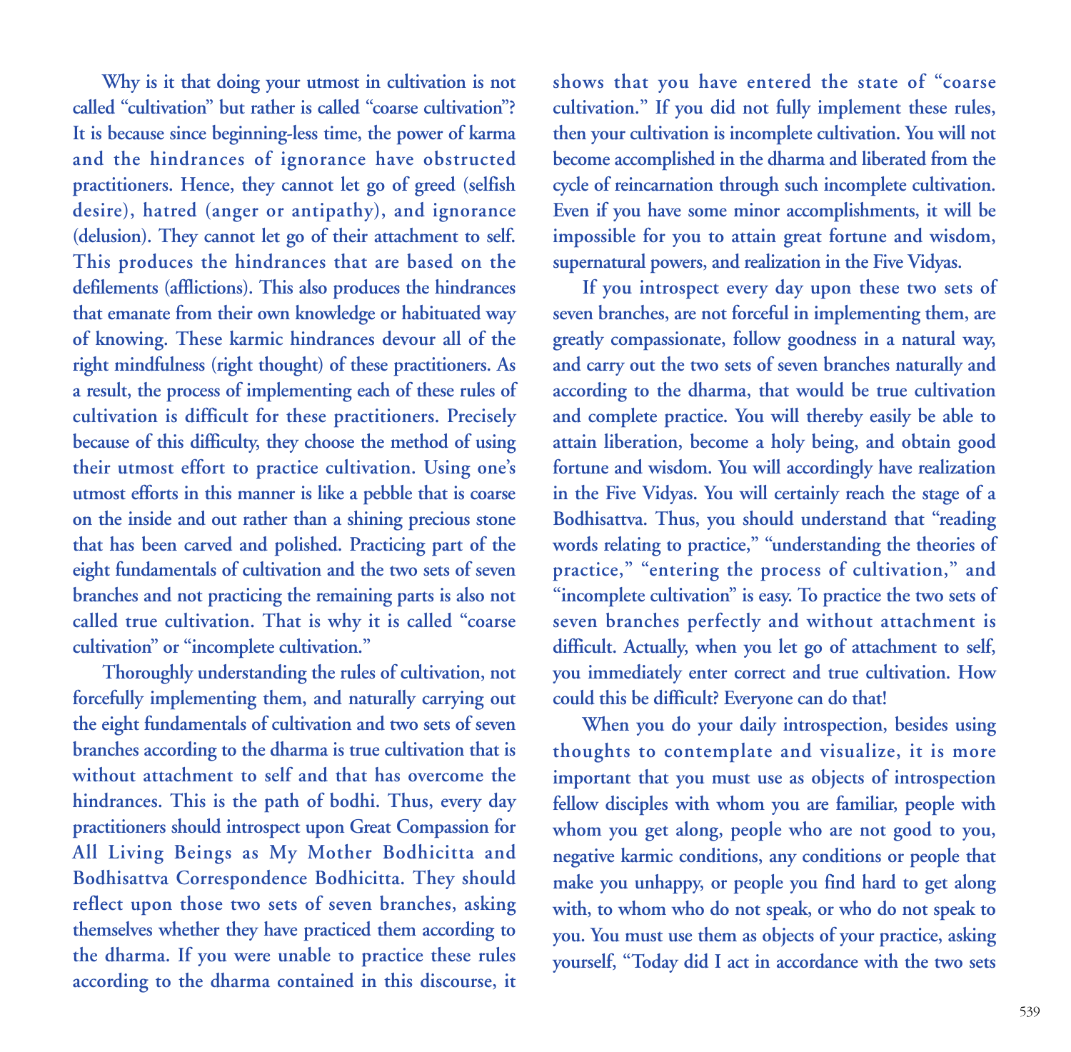**Why is it that doing your utmost in cultivation is not called "cultivation" but rather is called "coarse cultivation"? It is because since beginning-less time, the power of karma and the hindrances of ignorance have obstructed practitioners. Hence, they cannot let go of greed (selfish desire), hatred (anger or antipathy), and ignorance (delusion). They cannot let go of their attachment to self. This produces the hindrances that are based on the defilements (afflictions). This also produces the hindrances that emanate from their own knowledge or habituated way of knowing. These karmic hindrances devour all of the right mindfulness (right thought) of these practitioners. As a result, the process of implementing each of these rules of cultivation is difficult for these practitioners. Precisely because of this difficulty, they choose the method of using their utmost effort to practice cultivation. Using one's utmost efforts in this manner is like a pebble that is coarse on the inside and out rather than a shining precious stone that has been carved and polished. Practicing part of the eight fundamentals of cultivation and the two sets of seven branches and not practicing the remaining parts is also not called true cultivation. That is why it is called "coarse cultivation" or "incomplete cultivation."**

**Thoroughly understanding the rules of cultivation, not forcefully implementing them, and naturally carrying out the eight fundamentals of cultivation and two sets of seven branches according to the dharma is true cultivation that is without attachment to self and that has overcome the hindrances. This is the path of bodhi. Thus, every day practitioners should introspect upon Great Compassion for All Living Beings as My Mother Bodhicitta and Bodhisattva Correspondence Bodhicitta. They should reflect upon those two sets of seven branches, asking themselves whether they have practiced them according to the dharma. If you were unable to practice these rules according to the dharma contained in this discourse, it shows that you have entered the state of "coarse cultivation." If you did not fully implement these rules, then your cultivation is incomplete cultivation. You will not become accomplished in the dharma and liberated from the cycle of reincarnation through such incomplete cultivation. Even if you have some minor accomplishments, it will be impossible for you to attain great fortune and wisdom, supernatural powers, and realization in the Five Vidyas.**

**If you introspect every day upon these two sets of seven branches, are not forceful in implementing them, are greatly compassionate, follow goodness in a natural way, and carry out the two sets of seven branches naturally and according to the dharma, that would be true cultivation and complete practice. You will thereby easily be able to attain liberation, become a holy being, and obtain good fortune and wisdom. You will accordingly have realization in the Five Vidyas. You will certainly reach the stage of a Bodhisattva. Thus, you should understand that "reading words relating to practice," "understanding the theories of practice," "entering the process of cultivation," and "incomplete cultivation" is easy. To practice the two sets of seven branches perfectly and without attachment is difficult. Actually, when you let go of attachment to self, you immediately enter correct and true cultivation. How could this be difficult? Everyone can do that!**

**When you do your daily introspection, besides using thoughts to contemplate and visualize, it is more important that you must use as objects of introspection fellow disciples with whom you are familiar, people with whom you get along, people who are not good to you, negative karmic conditions, any conditions or people that make you unhappy, or people you find hard to get along with, to whom who do not speak, or who do not speak to you. You must use them as objects of your practice, asking yourself, "Today did I act in accordance with the two sets**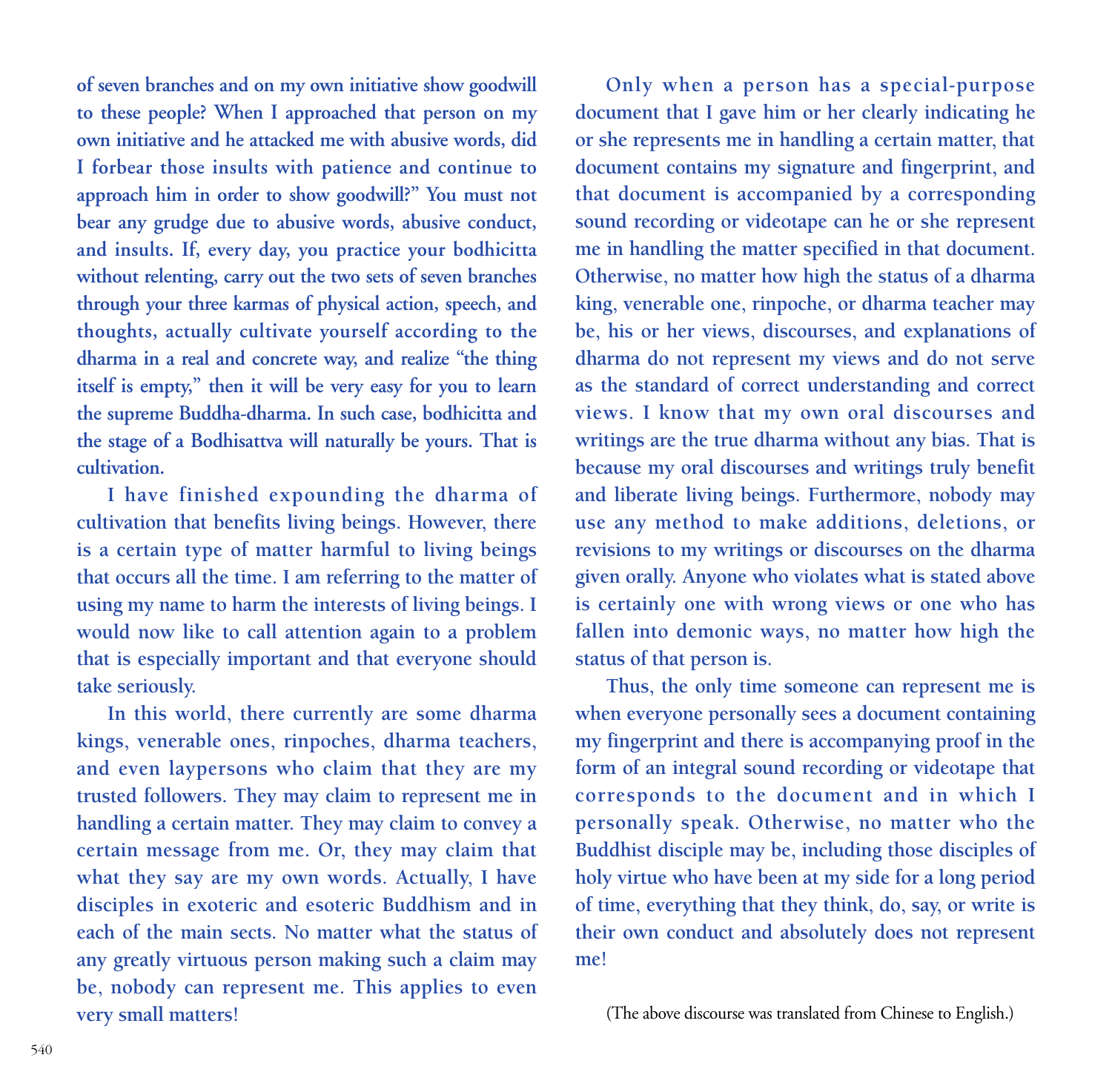of seven branches and on my own initiative show goodwill to these people? When I approached that person on my own initiative and he attacked me with abusive words, did I forbear those insults with patience and continue to approach him in order to show goodwill?" You must not bear any grudge due to abusive words, abusive conduct, and insults. If, every day, you practice your bodhicitta without relenting, carry out the two sets of seven branches through your three karmas of physical action, speech, and thoughts, actually cultivate yourself according to the dharma in a real and concrete way, and realize "the thing itself is empty," then it will be very easy for you to learn the supreme Buddha-dharma. In such case, bodhicitta and the stage of a Bodhisattva will naturally be yours. That is cultivation.

I have finished expounding the dharma of cultivation that benefits living beings. However, there is a certain type of matter harmful to living beings that occurs all the time. I am referring to the matter of using my name to harm the interests of living beings. I would now like to call attention again to a problem that is especially important and that everyone should take seriously.

In this world, there currently are some dharma kings, venerable ones, rinpoches, dharma teachers, and even laypersons who claim that they are my trusted followers. They may claim to represent me in handling a certain matter. They may claim to convey a certain message from me. Or, they may claim that what they say are my own words. Actually, I have disciples in exoteric and esoteric Buddhism and in each of the main sects. No matter what the status of any greatly virtuous person making such a claim may be, nobody can represent me. This applies to even very small matters!

Only when a person has a special-purpose document that I gave him or her clearly indicating he or she represents me in handling a certain matter, that document contains my signature and fingerprint, and that document is accompanied by a corresponding sound recording or videotape can he or she represent me in handling the matter specified in that document. Otherwise, no matter how high the status of a dharma king, venerable one, rinpoche, or dharma teacher may be, his or her views, discourses, and explanations of dharma do not represent my views and do not serve as the standard of correct understanding and correct views. I know that my own oral discourses and writings are the true dharma without any bias. That is because my oral discourses and writings truly benefit and liberate living beings. Furthermore, nobody may use any method to make additions, deletions, or revisions to my writings or discourses on the dharma given orally. Anyone who violates what is stated above is certainly one with wrong views or one who has fallen into demonic ways, no matter how high the status of that person is.

Thus, the only time someone can represent me is when everyone personally sees a document containing my fingerprint and there is accompanying proof in the form of an integral sound recording or videotape that corresponds to the document and in which I personally speak. Otherwise, no matter who the Buddhist disciple may be, including those disciples of holy virtue who have been at my side for a long period of time, everything that they think, do, say, or write is their own conduct and absolutely does not represent me!

(The above discourse was translated from Chinese to English.)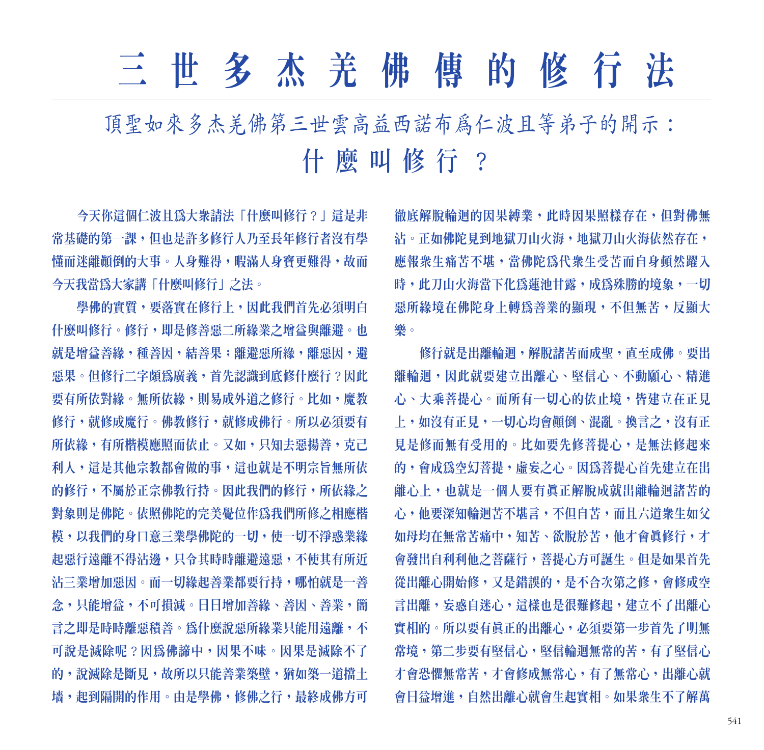# 三世多杰羌佛傳的修行法

## 頂聖如來多杰羌佛第三世雲高益西諾布爲仁波且等弟子的開示：

## 什麼叫修行？

今天你這個仁波且爲大衆請法「什麼叫修行？」這是非常基礎的第一課，但也是許多修行人乃至長年修行者沒有學懂而迷離顛倒的大事。人身難得，暇滿人身寶更難得，故而今天我當爲大家講「什麼叫修行」之法。

學佛的實質，要落實在修行上，因此我們首先必須明白什麼叫修行。修行，即是修善惡二所緣業之增益與離避。也就是增益善緣，種善因，結善果；離避惡所緣，離惡因，避惡果。但修行二字頗爲廣義，首先認識到底修什麼行？因此要有所依對緣。無所依緣，則易成外道之修行。比如，魔教修行，就修成魔行。佛教修行，就修成佛行。所以必須要有所依緣，有所楷模應照而依止。又如，只知去惡揚善，克己利人，這是其他宗教都會做的事，這也就是不明宗旨無所依的修行，不屬於正宗佛教行持。因此我們的修行，所依緣之對象則是佛陀。依照佛陀的完美覺位作爲我們所修之相應楷模，以我們的身口意三業學佛陀的一切，使一切不淨惑業緣起惡行遠離不得沾邊，只令其時時離避遠惡，不使其有所近沾三業增加惡因。而一切緣起善業都要行持，哪怕就是一善念，只能增益，不可損減。日日增加善緣、善因、善業，簡言之即是時時離惡積善。爲什麼說惡所緣業只能用遠離，不可說是滅除呢？因爲佛諦中，因果不昧。因果是滅除不了的，說滅除是斷見，故所以只能善業築壁，猶如築一道擋土墻，起到隔開的作用。由是學佛，修佛之行，最終成佛方可徹底解脫輪迴的因果縛業，此時因果照樣存在，但對佛無沾。正如佛陀見到地獄刀山火海，地獄刀山火海依然存在，應報衆生痛苦不堪，當佛陀爲代衆生受苦而自身頓然躍入時，此刀山火海當下化爲蓮池甘露，成爲殊勝的境象，一切惡所緣境在佛陀身上轉爲善業的顯現，不但無苦，反顯大樂。

修行就是出離輪迴，解脫諸苦而成聖，直至成佛。要出離輪迴，因此就要建立出離心、堅信心、不動願心、精進心、大乘菩提心。而所有一切心的依止境，皆建立在正見上，如沒有正見，一切心均會顛倒、混亂。換言之，沒有正見是修而無有受用的。比如要先修菩提心，是無法修起來的，會成爲空幻菩提，虛妄之心。因爲菩提心首先建立在出離心上，也就是一個人要有眞正解脫成就出離輪迴諸苦的心，他要深知輪迴苦不堪言，不但自苦，而且六道衆生如父如母均在無常苦痛中，知苦、欲脫於苦，他才會眞修行，才會發出自利利他之菩薩行，菩提心方可誕生。但是如果首先從出離心開始修，又是錯誤的，是不合次第之修，會修成空言出離，妄惑自迷心，這樣也是很難修起，建立不了出離心實相的。所以要有眞正的出離心，必須要第一步首先了明無常境，第二步要有堅信心，堅信輪迴無常的苦，有了堅信心才會恐懼無常苦，才會修成無常心，有了無常心，出離心就會日益增進，自然出離心就會生起實相。如果衆生不了解萬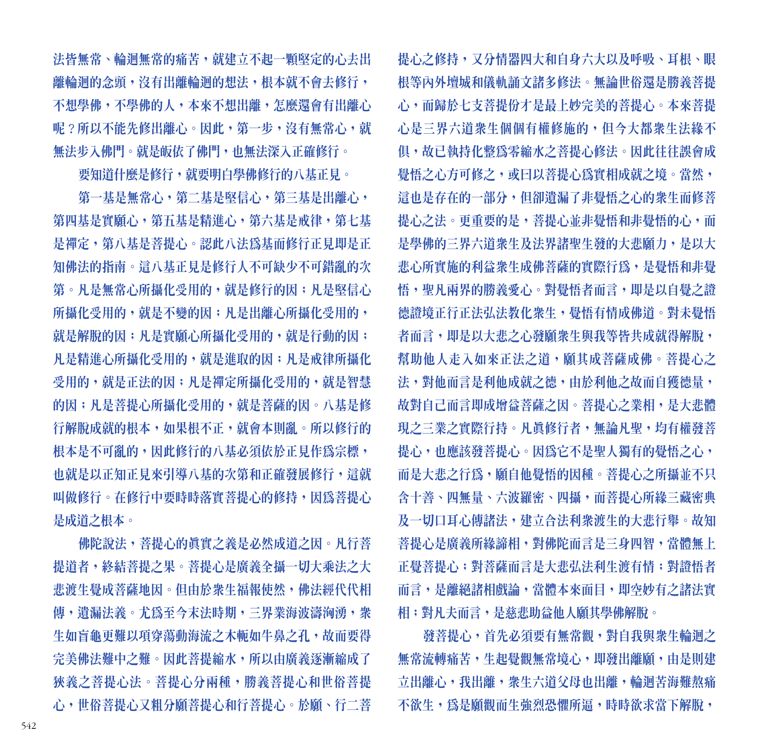法皆無常、輪迴無常的痛苦，就建立不起一顆堅定的心去出離輪迴的念頭，沒有出離輪迴的想法，根本就不會去修行，不想學佛，不學佛的人，本來不想出離，怎麼還會有出離心呢？所以不能先修出離心。因此，第一步，沒有無常心，就無法步入佛門。就是皈依了佛門，也無法深入正確修行。

要知道什麼是修行，就要明白學佛修行的八基正見。

第一基是無常心，第二基是堅信心，第三基是出離心，第四基是實願心，第五基是精進心，第六基是戒律，第七基是禪定，第八基是菩提心。認此八法爲基而修行正見即是正知佛法的指南。這八基正見是修行人不可缺少不可錯亂的次第。凡是無常心所攝化受用的，就是修行的因；凡是堅信心所攝化受用的，就是不變的因；凡是出離心所攝化受用的，就是解脫的因；凡是實願心所攝化受用的，就是行動的因；凡是精進心所攝化受用的，就是進取的因；凡是戒律所攝化受用的，就是正法的因；凡是禪定所攝化受用的，就是智慧的因；凡是菩提心所攝化受用的，就是菩薩的因。八基是修行解脫成就的根本，如果根不正，就會本則亂。所以修行的根本是不可亂的，因此修行的八基必須依於正見作爲宗標，也就是以正知正見來引導八基的次第和正確發展修行，這就叫做修行。在修行中要時時落實菩提心的修持，因爲菩提心是成道之根本。

佛陀說法，菩提心的眞實之義是必然成道之因。凡行菩提道者，終結菩提之果。菩提心是廣義全攝一切大乘法之大悲渡生覺成菩薩地因。但由於衆生福報使然，佛法經代代相傳，遺漏法義。尤爲至今末法時期，三界業海波濤洶湧，衆生如盲龜更難以項穿蕩動海流之木軛如牛鼻之孔，故而要得完美佛法難中之難。因此菩提縮水，所以由廣義逐漸縮成了狹義之菩提心法。菩提心分兩種，勝義菩提心和世俗菩提心，世俗菩提心又粗分願菩提心和行菩提心。於願、行二菩提心之修持，又分情器四大和自身六大以及呼吸、耳根、眼根等內外壇城和儀軌誦文諸多修法。無論世俗還是勝義菩提心，而歸於七支菩提份才是最上妙完美的菩提心。本來菩提心是三界六道衆生個個有權修施的，但今大都衆生法緣不俱，故已執持化整爲零縮水之菩提心修法。因此往往誤會成覺悟之心方可修之，或曰以菩提心爲實相成就之境。當然，這也是存在的一部分，但卻遺漏了非覺悟之心的衆生而修菩提心之法。更重要的是，菩提心並非覺悟和非覺悟的心，而是學佛的三界六道衆生及法界諸聖生發的大悲願力，是以大悲心所實施的利益衆生成佛菩薩的實際行爲，是覺悟和非覺悟，聖凡兩界的勝義愛心。對覺悟者而言，即是以自覺之證德證境正行正法弘法教化衆生，覺悟有情成佛道。對未覺悟者而言，即是以大悲之心發願衆生與我等皆共成就得解脫，幫助他人走入如來正法之道，願其成菩薩成佛。菩提心之法，對他而言是利他成就之德，由於利他之故而自獲德量，故對自己而言即成增益菩薩之因。菩提心之業相，是大悲體現之三業之實際行持。凡眞修行者，無論凡聖，均有權發菩提心，也應該發菩提心。因爲它不是聖人獨有的覺悟之心，而是大悲之行爲，願自他覺悟的因種。菩提心之所攝並不只含十善、四無量、六波羅密、四攝，而菩提心所緣三藏密典及一切口耳心傳諸法，建立合法利衆渡生的大悲行舉。故知菩提心是廣義所緣諦相，對佛陀而言是三身四智，當體無上正覺菩提心；對菩薩而言是大悲弘法利生渡有情；對證悟者而言，是離絕諸相戲論，當體本來面目，即空妙有之諸法實相；對凡夫而言，是慈悲助益他人願其學佛解脫。

發菩提心，首先必須要有無常觀，對自我與衆生輪迴之無常流轉痛苦，生起覺觀無常境心，即發出離願，由是則建立出離心，我出離，衆生六道父母也出離，輪迴苦海難熬痛不欲生，爲是願觀而生強烈恐懼所逼，時時欲求當下解脫，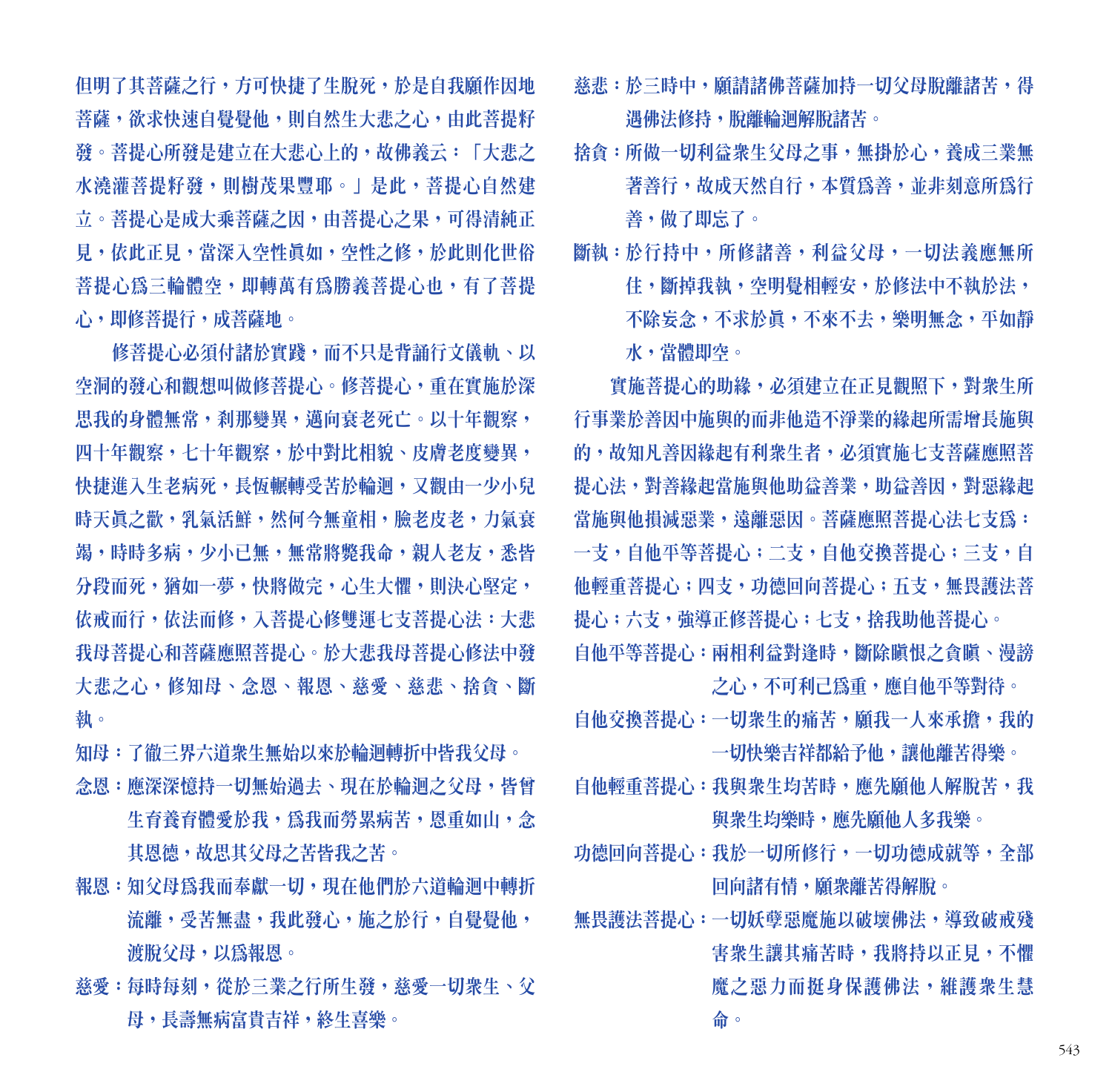但明了其菩薩之行，方可快捷了生脫死，於是自我願作因地菩薩，欲求快速自覺覺他，則自然生大悲之心，由此菩提籽發。菩提心所發是建立在大悲心上的，故佛義云：「大悲之水澆灌菩提籽發，則樹茂果豐耶。」是此，菩提心自然建立。菩提心是成大乘菩薩之因，由菩提心之果，可得清純正見，依此正見，當深入空性眞如，空性之修，於此則化世俗菩提心爲三輪體空，即轉萬有爲勝義菩提心也，有了菩提心，即修菩提行，成菩薩地。

修菩提心必須付諸於實踐，而不只是背誦行文儀軌、以空洞的發心和觀想叫做修菩提心。修菩提心，重在實施於深思我的身體無常，刹那變異，邁向衰老死亡。以十年觀察，四十年觀察，七十年觀察，於中對比相貌、皮膚老度變異，快捷進入生老病死，長恆輾轉受苦於輪迴，又觀由一少小兒時天眞之歡，乳氣活鮮，然何今無童相，臉老皮老，力氣衰竭，時時多病，少小已無，無常將斃我命，親人老友，悉皆分段而死，猶如一夢，快將做完，心生大懼，則決心堅定，依戒而行，依法而修，入菩提心修雙運七支菩提心法：大悲我母菩提心和菩薩應照菩提心。於大悲我母菩提心修法中發大悲之心，修知母、念恩、報恩、慈愛、慈悲、捨貪、斷執。

知母：了徹三界六道衆生無始以來於輪迴轉折中皆我父母。

念恩：應深深憶持一切無始過去、現在於輪迴之父母，皆曾生育養育體愛於我，爲我而勞累病苦，恩重如山，念其恩德，故思其父母之苦皆我之苦。

報恩：知父母爲我而奉獻一切，現在他們於六道輪迴中轉折流離，受苦無盡，我此發心，施之於行，自覺覺他，渡脫父母，以爲報恩。

慈愛：每時每刻，從於三業之行所生發，慈愛一切衆生、父母，長壽無病富貴吉祥，終生喜樂。

慈悲：於三時中，願請諸佛菩薩加持一切父母脫離諸苦，得遇佛法修持，脫離輪迴解脫諸苦。

捨貪：所做一切利益衆生父母之事，無掛於心，養成三業無著善行，故成天然自行，本質爲善，並非刻意所爲行善，做了即忘了。

斷執：於行持中，所修諸善，利益父母，一切法義應無所住，斷掉我執，空明覺相輕安，於修法中不執於法，不除妄念，不求於眞，不來不去，樂明無念，平如靜水，當體即空。

實施菩提心的助緣，必須建立在正見觀照下，對衆生所行事業於善因中施與的而非他造不淨業的緣起所需增長施與的，故知凡善因緣起有利衆生者，必須實施七支菩薩應照菩提心法，對善緣起當施與他助益善業，助益善因，對惡緣起當施與他損減惡業，遠離惡因。菩薩應照菩提心法七支爲：一支，自他平等菩提心；二支，自他交換菩提心；三支，自他輕重菩提心；四支，功德回向菩提心；五支，無畏護法菩提心；六支，強導正修菩提心；七支，捨我助他菩提心。

自他平等菩提心：兩相利益對逢時，斷除瞋恨之貪瞋、漫謗之心，不可利己爲重，應自他平等對待。

自他交換菩提心：一切衆生的痛苦，願我一人來承擔，我的一切快樂吉祥都給予他，讓他離苦得樂。

自他輕重菩提心：我與衆生均苦時，應先顧他人解脫苦，我與衆生均樂時，應先顧他人多我樂。

功德回向菩提心：我於一切所修行，一切功德成就等，全部回向諸有情，願衆離苦得解脫。

無畏護法菩提心：一切妖孽惡魔施以破壞佛法，導致破戒殘害衆生讓其痛苦時，我將持以正見，不懼魔之惡力而挺身保護佛法，維護衆生慧命。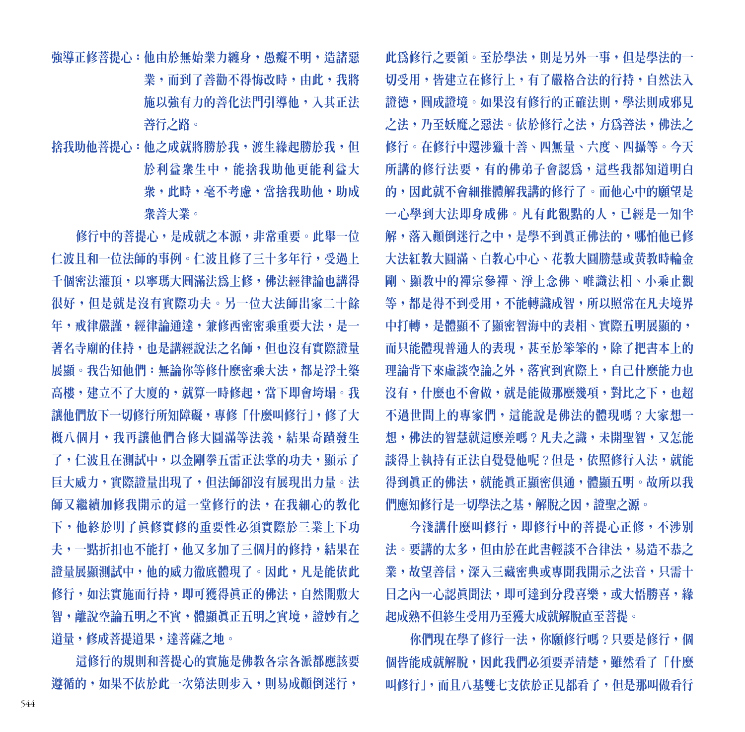**強導正修菩提心**：他由於無始業力纏身，愚癡不明，造諸惡業，而到了善勸不得悔改時，由此，我將施以強有力的善化法門引導他，入其正法善行之路。

**捨我助他菩提心**：他之成就將勝於我，渡生緣起勝於我，但於利益衆生中，能捨我助他更能利益大衆，此時，毫不考慮，當捨我助他，助成衆善大業。

修行中的菩提心，是成就之本源，非常重要。此舉一位仁波且和一位法師的事例。仁波且修了三十多年行，受過上千個密法灌頂，以寧瑪大圓滿法爲主修，佛法經律論也講得很好，但是就是沒有實際功夫。另一位大法師出家二十餘年，戒律嚴謹，經律論通達，兼修西密密乘重要大法，是一著名寺廟的住持，也是講經說法之名師，但也沒有實際證量展顯。我告知他們：無論你等修什麼密乘大法，都是浮土築高樓，建立不了大廈的，就算一時修起，當下即會垮塌。我讓他們放下一切修行所知障礙，專修「什麼叫修行」，修了大概八個月，我再讓他們合修大圓滿等法義，結果奇蹟發生了，仁波且在測試中，以金剛拳五雷正法掌的功夫，顯示了巨大威力，實際證量出現了，但法師卻沒有展現出力量。法師又繼續加修我開示的這一堂修行的法，在我細心的教化下，他終於明了眞修實修的重要性必須實際於三業上下功夫，一點折扣也不能打，他又多加了三個月的修持，結果在證量展顯測試中，他的威力徹底體現了。因此，凡是能依此修行，如法實施而行持，即可獲得眞正的佛法，自然開敷大智，離說空論五明之不實，體顯眞正五明之實境，證妙有之道量，修成菩提道果，達菩薩之地。

這修行的規則和菩提心的實施是佛教各宗各派都應該要遵循的，如果不依於此一次第法則步入，則易成顛倒迷行，此爲修行之要領。至於學法，則是另外一事，但是學法的一切受用，皆建立在修行上，有了嚴格合法的行持，自然法入證德，圓成證境。如果沒有修行的正確法則，學法則成邪見之法，乃至妖魔之惡法。依於修行之法，方爲善法，佛法之修行。在修行中還涉獵十善、四無量、六度、四攝等。今天所講的修行法要，有的佛弟子會認爲，這些我都知道明白的，因此就不會細推體解我講的修行了。而他心中的願望是一心學到大法即身成佛。凡有此觀點的人，已經是一知半解，落入顛倒迷行之中，是學不到眞正佛法的，哪怕他已修大法紅教大圓滿、白教心中心、花教大圓勝慧或黃教時輪金剛、顯教中的禪宗參禪、淨土念佛、唯識法相、小乘止觀等，都是得不到受用，不能轉識成智，所以照常在凡夫境界中打轉，是體顯不了顯密智海中的表相、實際五明展顯的，而只能體現普通人的表現，甚至於笨笨的，除了把書本上的理論背下來虛談空論之外，落實到實際上，自己什麼能力也沒有，什麼也不會做，就是能做那麼幾項，對比之下，也超不過世間上的專家們，這能說是佛法的體現嗎？大家想一想，佛法的智慧就這麼差嗎？凡夫之識，未開聖智，又怎能談得上執持有正法自覺覺他呢？但是，依照修行入法，就能得到眞正的佛法，就能眞正顯密俱通，體顯五明。故所以我們應知修行是一切學法之基，解脫之因，證聖之源。

今淺講什麼叫修行，即修行中的菩提心正修，不涉別法。要講的太多，但由於在此書輕談不合律法，易造不恭之業，故望善信，深入三藏密典或專聞我開示之法音，只需十日之內一心認眞聞法，即可達到分段喜樂，或大悟勝喜，緣起成熟不但終生受用乃至獲大成就解脫直至菩提。

你們現在學了修行一法，你願修行嗎？只要是修行，個個皆能成就解脫，因此我們必須要弄清楚，雖然看了「什麼叫修行」，而且八基雙七支依於正見都看了，但是那叫做看行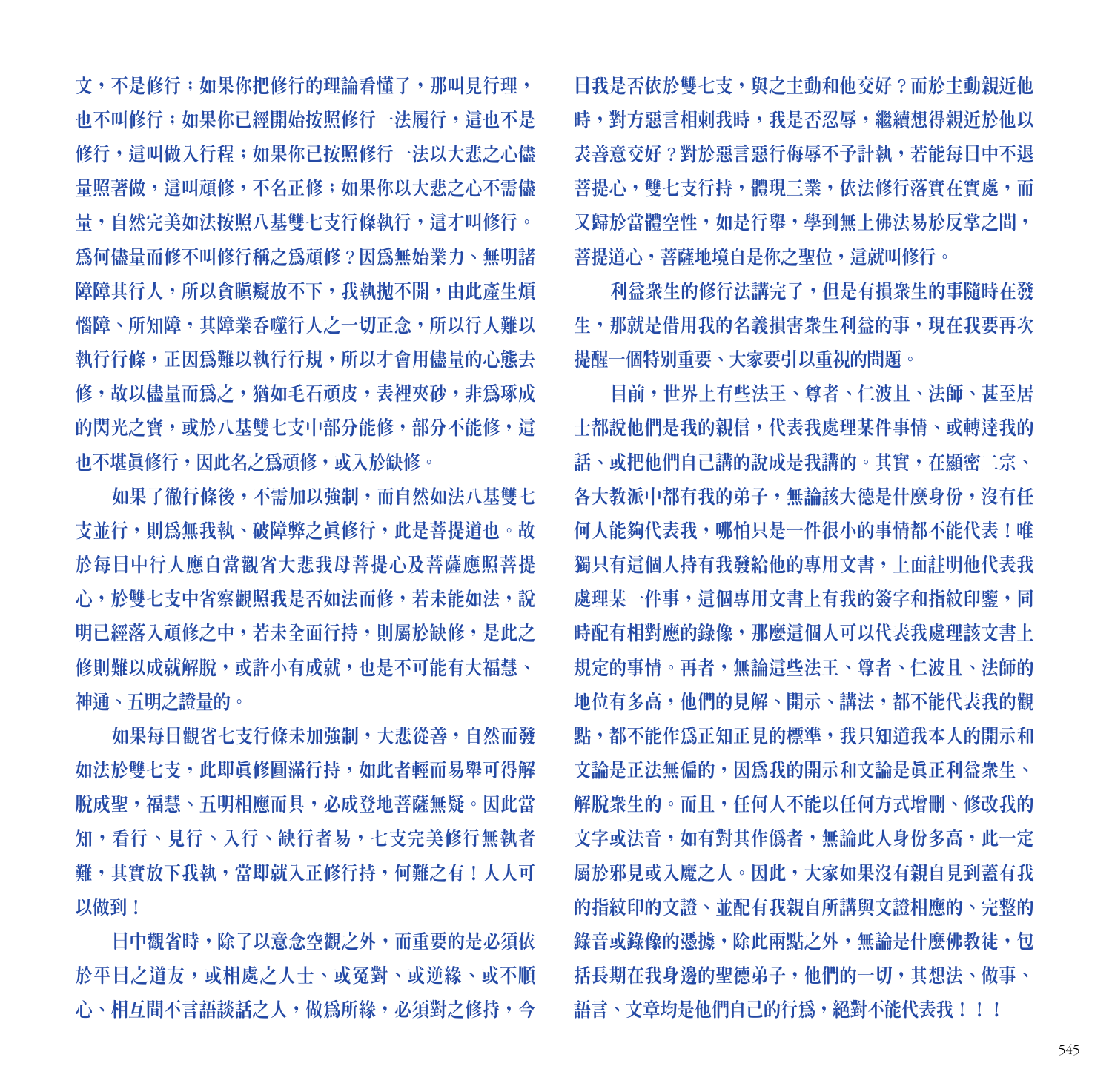文，不是修行；如果你把修行的理論看懂了，那叫見行理，也不叫修行；如果你已經開始按照修行一法履行，這也不是修行，這叫做入行程；如果你已按照修行一法以大悲之心儘量照著做，這叫頑修，不名正修；如果你以大悲之心不需儘量，自然完美如法按照八基雙七支行條執行，這才叫修行。爲何儘量而修不叫修行稱之爲頑修？因爲無始業力、無明諸障障其行人，所以貪瞋癡放不下，我執拋不開，由此產生煩惱障、所知障，其障業吞噬行人之一切正念，所以行人難以執行行條，正因爲難以執行行規，所以才會用儘量的心態去修，故以儘量而爲之，猶如毛石頑皮，表裡夾砂，非爲琢成的閃光之寶，或於八基雙七支中部分能修，部分不能修，這也不堪眞修行，因此名之爲頑修，或入於缺修。

如果了徹行條後，不需加以強制，而自然如法八基雙七支並行，則爲無我執、破障弊之眞修行，此是菩提道也。故於每日中行人應自當觀省大悲我母菩提心及菩薩應照菩提心，於雙七支中省察觀照我是否如法而修，若未能如法，說明已經落入頑修之中，若未全面行持，則屬於缺修，是此之修則難以成就解脫，或許小有成就，也是不可能有大福慧、神通、五明之證量的。

如果每日觀省七支行條未加強制，大悲從善，自然而發如法於雙七支，此即眞修圓滿行持，如此者輕而易舉可得解脫成聖，福慧、五明相應而具，必成登地菩薩無疑。因此當知，看行、見行、入行、缺行者易，七支完美修行無執者難，其實放下我執，當即就入正修行持，何難之有！人人可以做到！

日中觀省時，除了以意念空觀之外，而重要的是必須依於平日之道友，或相處之人士、或冤對、或逆緣、或不順心、相互間不言語談話之人，做爲所緣，必須對之修持，今日我是否依於雙七支，與之主動和他交好？而於主動親近他時，對方惡言相刺我時，我是否忍辱，繼續想得親近於他以表善意交好？對於惡言惡行侮辱不予計執，若能每日中不退菩提心，雙七支行持，體現三業，依法修行落實在實處，而又歸於當體空性，如是行舉，學到無上佛法易於反掌之間，菩提道心，菩薩地境自是你之聖位，這就叫修行。

利益衆生的修行法講完了，但是有損衆生的事隨時在發生，那就是借用我的名義損害衆生利益的事，現在我要再次提醒一個特別重要、大家要引以重視的問題。

目前，世界上有些法王、尊者、仁波且、法師、甚至居士都說他們是我的親信，代表我處理某件事情、或轉達我的話、或把他們自己講的說成是我講的。其實，在顯密二宗、各大教派中都有我的弟子，無論該大德是什麼身份，沒有任何人能夠代表我，哪怕只是一件很小的事情都不能代表！唯獨只有這個人持有我發給他的專用文書，上面註明他代表我處理某一件事，這個專用文書上有我的簽字和指紋印鑒，同時配有相對應的錄像，那麼這個人可以代表我處理該文書上規定的事情。再者，無論這些法王、尊者、仁波且、法師的地位有多高，他們的見解、開示、講法，都不能代表我的觀點，都不能作爲正知正見的標準，我只知道我本人的開示和文論是正法無偏的，因爲我的開示和文論是眞正利益衆生、解脫衆生的。而且，任何人不能以任何方式增刪、修改我的文字或法音，如有對其作僞者，無論此人身份多高，此一定屬於邪見或入魔之人。因此，大家如果沒有親自見到蓋有我的指紋印的文證、並配有我親自所講與文證相應的、完整的錄音或錄像的憑據，除此兩點之外，無論是什麼佛教徒，包括長期在我身邊的聖德弟子，他們的一切，其想法、做事、語言、文章均是他們自己的行爲，絕對不能代表我！！！